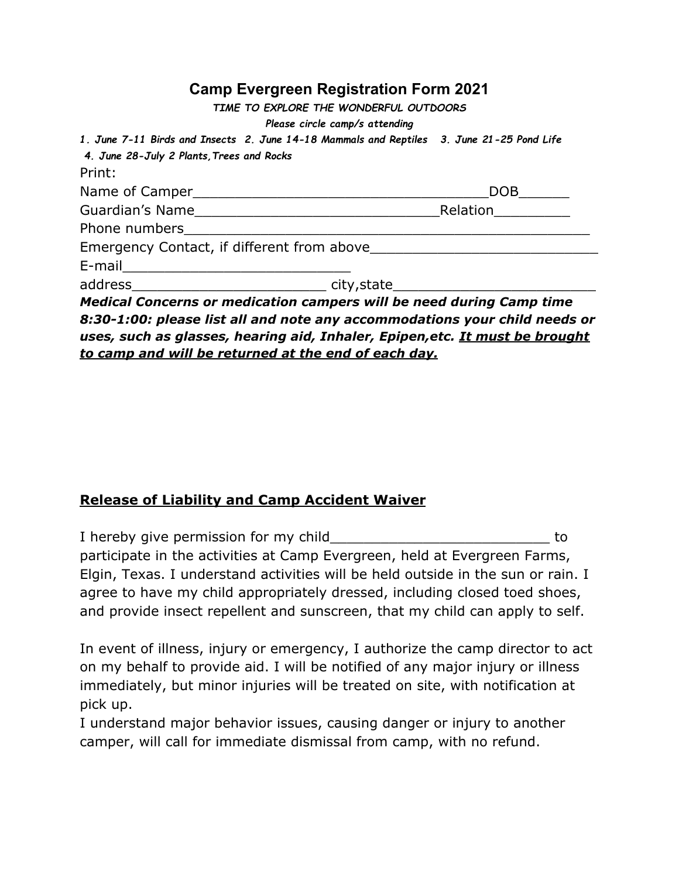# Camp Evergreen Registration Form 2021

***TIME TO EXPLORE THE WONDERFUL OUTDOORS***

***Please circle camp/s attending***

***1. June 7-11 Birds and Insects 2. June 14-18 Mammals and Reptiles 3. June 21-25 Pond Life***

***4. June 28-July 2 Plants,Trees and Rocks***

Print:

Name of Camper___________________________________DOB______

Guardian's Name_____________________________Relation_________

Phone numbers_________________________________________________

Emergency Contact, if different from above__________________________

E-mail___________________________

address_______________________ city,state________________________

***Medical Concerns or medication campers will be need during Camp time 8:30-1:00: please list all and note any accommodations your child needs or uses, such as glasses, hearing aid, Inhaler, Epipen,etc. <u>It must be brought to camp and will be returned at the end of each day.</u>***

## <u>Release of Liability and Camp Accident Waiver</u>

I hereby give permission for my child__________________________ to participate in the activities at Camp Evergreen, held at Evergreen Farms, Elgin, Texas. I understand activities will be held outside in the sun or rain. I agree to have my child appropriately dressed, including closed toed shoes, and provide insect repellent and sunscreen, that my child can apply to self.

In event of illness, injury or emergency, I authorize the camp director to act on my behalf to provide aid. I will be notified of any major injury or illness immediately, but minor injuries will be treated on site, with notification at pick up.

I understand major behavior issues, causing danger or injury to another camper, will call for immediate dismissal from camp, with no refund.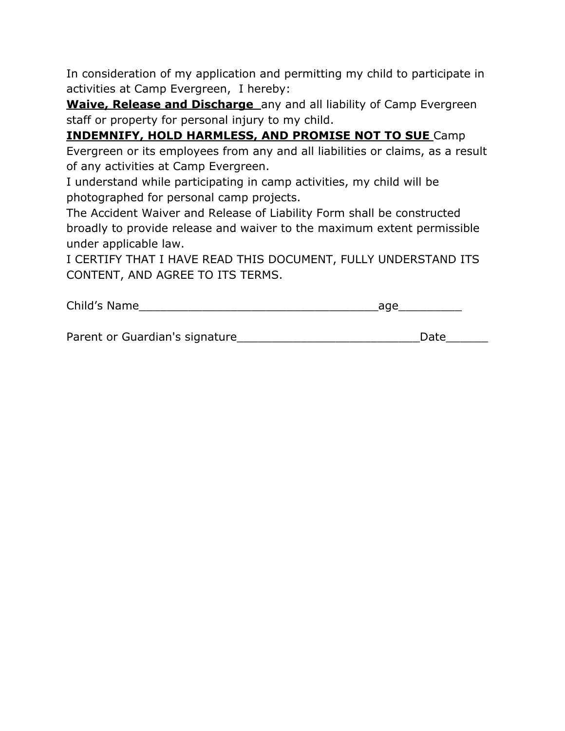In consideration of my application and permitting my child to participate in activities at Camp Evergreen,  I hereby:

**Waive, Release and Discharge** any and all liability of Camp Evergreen staff or property for personal injury to my child.

**INDEMNIFY, HOLD HARMLESS, AND PROMISE NOT TO SUE** Camp Evergreen or its employees from any and all liabilities or claims, as a result of any activities at Camp Evergreen.

I understand while participating in camp activities, my child will be photographed for personal camp projects.

The Accident Waiver and Release of Liability Form shall be constructed broadly to provide release and waiver to the maximum extent permissible under applicable law.

I CERTIFY THAT I HAVE READ THIS DOCUMENT, FULLY UNDERSTAND ITS CONTENT, AND AGREE TO ITS TERMS.

Child's Name___________________________________age_________

Parent or Guardian's signature___________________________Date______